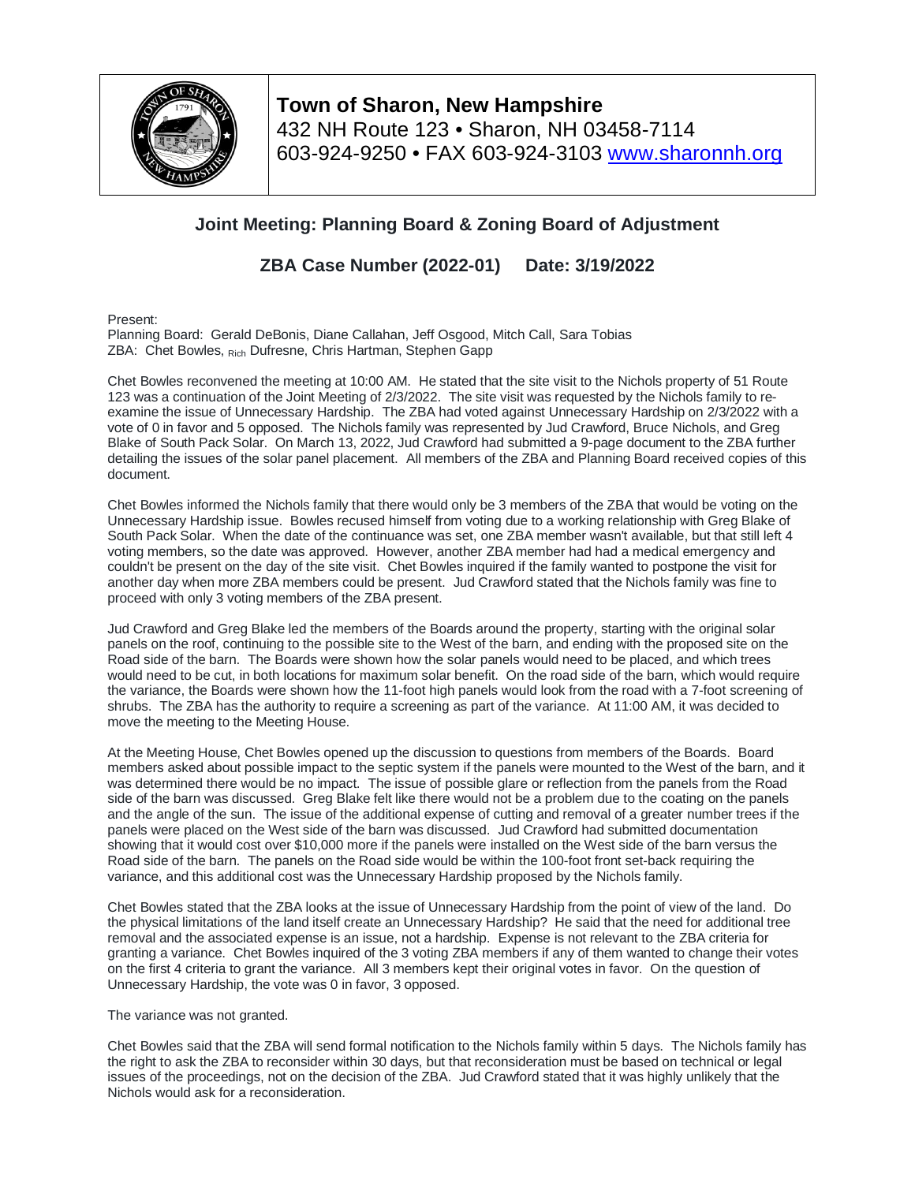**Town of Sharon, New Hampshire**
432 NH Route 123 • Sharon, NH 03458-7114
603-924-9250 • FAX 603-924-3103 www.sharonnh.org

## Joint Meeting: Planning Board & Zoning Board of Adjustment

### ZBA Case Number (2022-01) Date: 3/19/2022

Present:
Planning Board: Gerald DeBonis, Diane Callahan, Jeff Osgood, Mitch Call, Sara Tobias
ZBA: Chet Bowles, Rich Dufresne, Chris Hartman, Stephen Gapp

Chet Bowles reconvened the meeting at 10:00 AM. He stated that the site visit to the Nichols property of 51 Route 123 was a continuation of the Joint Meeting of 2/3/2022. The site visit was requested by the Nichols family to re-examine the issue of Unnecessary Hardship. The ZBA had voted against Unnecessary Hardship on 2/3/2022 with a vote of 0 in favor and 5 opposed. The Nichols family was represented by Jud Crawford, Bruce Nichols, and Greg Blake of South Pack Solar. On March 13, 2022, Jud Crawford had submitted a 9-page document to the ZBA further detailing the issues of the solar panel placement. All members of the ZBA and Planning Board received copies of this document.

Chet Bowles informed the Nichols family that there would only be 3 members of the ZBA that would be voting on the Unnecessary Hardship issue. Bowles recused himself from voting due to a working relationship with Greg Blake of South Pack Solar. When the date of the continuance was set, one ZBA member wasn't available, but that still left 4 voting members, so the date was approved. However, another ZBA member had had a medical emergency and couldn't be present on the day of the site visit. Chet Bowles inquired if the family wanted to postpone the visit for another day when more ZBA members could be present. Jud Crawford stated that the Nichols family was fine to proceed with only 3 voting members of the ZBA present.

Jud Crawford and Greg Blake led the members of the Boards around the property, starting with the original solar panels on the roof, continuing to the possible site to the West of the barn, and ending with the proposed site on the Road side of the barn. The Boards were shown how the solar panels would need to be placed, and which trees would need to be cut, in both locations for maximum solar benefit. On the road side of the barn, which would require the variance, the Boards were shown how the 11-foot high panels would look from the road with a 7-foot screening of shrubs. The ZBA has the authority to require a screening as part of the variance. At 11:00 AM, it was decided to move the meeting to the Meeting House.

At the Meeting House, Chet Bowles opened up the discussion to questions from members of the Boards. Board members asked about possible impact to the septic system if the panels were mounted to the West of the barn, and it was determined there would be no impact. The issue of possible glare or reflection from the panels from the Road side of the barn was discussed. Greg Blake felt like there would not be a problem due to the coating on the panels and the angle of the sun. The issue of the additional expense of cutting and removal of a greater number trees if the panels were placed on the West side of the barn was discussed. Jud Crawford had submitted documentation showing that it would cost over $10,000 more if the panels were installed on the West side of the barn versus the Road side of the barn. The panels on the Road side would be within the 100-foot front set-back requiring the variance, and this additional cost was the Unnecessary Hardship proposed by the Nichols family.

Chet Bowles stated that the ZBA looks at the issue of Unnecessary Hardship from the point of view of the land. Do the physical limitations of the land itself create an Unnecessary Hardship? He said that the need for additional tree removal and the associated expense is an issue, not a hardship. Expense is not relevant to the ZBA criteria for granting a variance. Chet Bowles inquired of the 3 voting ZBA members if any of them wanted to change their votes on the first 4 criteria to grant the variance. All 3 members kept their original votes in favor. On the question of Unnecessary Hardship, the vote was 0 in favor, 3 opposed.

The variance was not granted.

Chet Bowles said that the ZBA will send formal notification to the Nichols family within 5 days. The Nichols family has the right to ask the ZBA to reconsider within 30 days, but that reconsideration must be based on technical or legal issues of the proceedings, not on the decision of the ZBA. Jud Crawford stated that it was highly unlikely that the Nichols would ask for a reconsideration.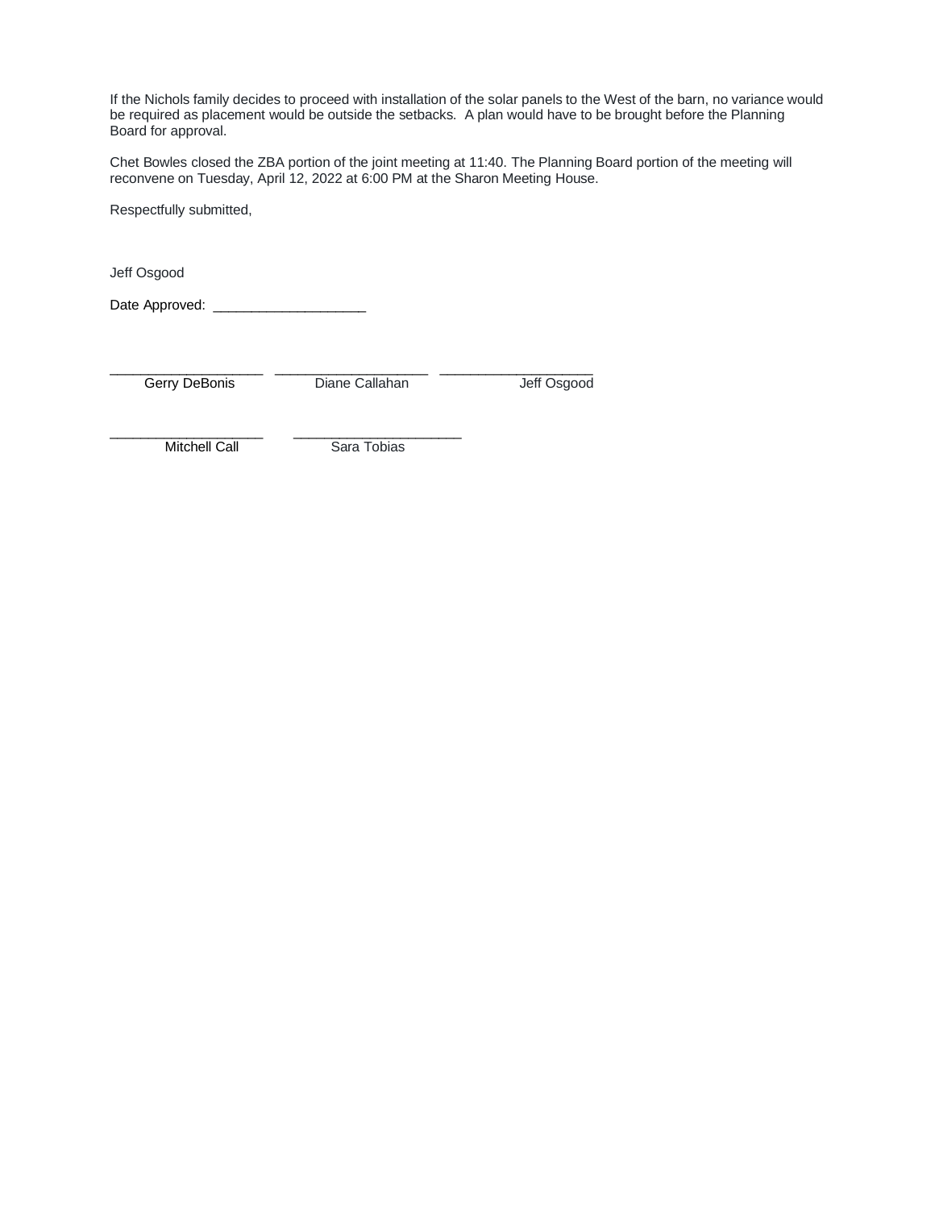If the Nichols family decides to proceed with installation of the solar panels to the West of the barn, no variance would be required as placement would be outside the setbacks. A plan would have to be brought before the Planning Board for approval.

Chet Bowles closed the ZBA portion of the joint meeting at 11:40. The Planning Board portion of the meeting will reconvene on Tuesday, April 12, 2022 at 6:00 PM at the Sharon Meeting House.

Respectfully submitted,

Jeff Osgood

Date Approved: ____________________

____________________ ____________________ ____________________
Gerry DeBonis Diane Callahan Jeff Osgood

____________________ ______________________
Mitchell Call Sara Tobias